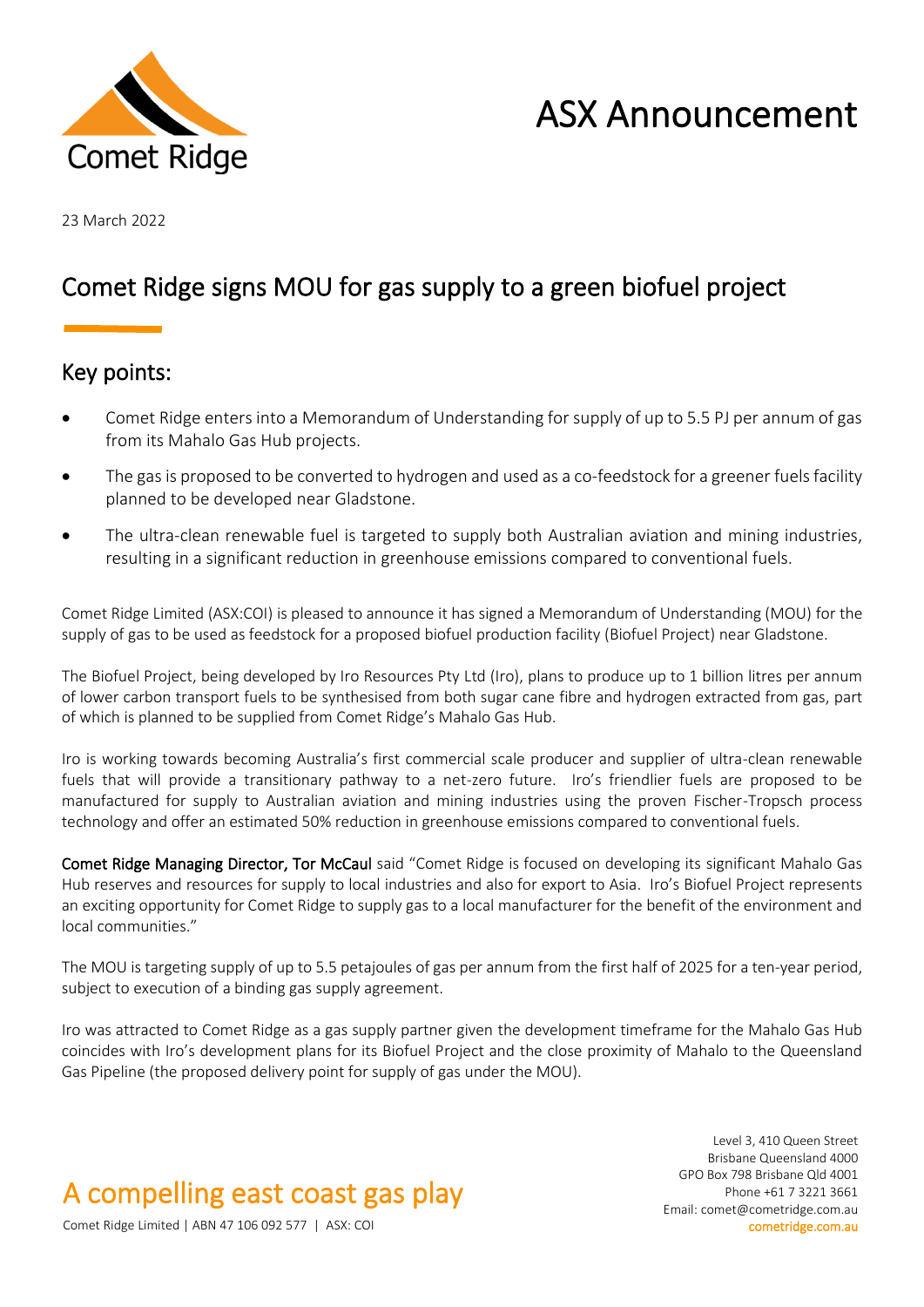# ASX Announcement

23 March 2022

## Comet Ridge signs MOU for gas supply to a green biofuel project

### Key points:

- Comet Ridge enters into a Memorandum of Understanding for supply of up to 5.5 PJ per annum of gas from its Mahalo Gas Hub projects.
- The gas is proposed to be converted to hydrogen and used as a co-feedstock for a greener fuels facility planned to be developed near Gladstone.
- The ultra-clean renewable fuel is targeted to supply both Australian aviation and mining industries, resulting in a significant reduction in greenhouse emissions compared to conventional fuels.

Comet Ridge Limited (ASX:COI) is pleased to announce it has signed a Memorandum of Understanding (MOU) for the supply of gas to be used as feedstock for a proposed biofuel production facility (Biofuel Project) near Gladstone.

The Biofuel Project, being developed by Iro Resources Pty Ltd (Iro), plans to produce up to 1 billion litres per annum of lower carbon transport fuels to be synthesised from both sugar cane fibre and hydrogen extracted from gas, part of which is planned to be supplied from Comet Ridge's Mahalo Gas Hub.

Iro is working towards becoming Australia's first commercial scale producer and supplier of ultra-clean renewable fuels that will provide a transitionary pathway to a net-zero future. Iro's friendlier fuels are proposed to be manufactured for supply to Australian aviation and mining industries using the proven Fischer-Tropsch process technology and offer an estimated 50% reduction in greenhouse emissions compared to conventional fuels.

**Comet Ridge Managing Director, Tor McCaul** said "Comet Ridge is focused on developing its significant Mahalo Gas Hub reserves and resources for supply to local industries and also for export to Asia. Iro's Biofuel Project represents an exciting opportunity for Comet Ridge to supply gas to a local manufacturer for the benefit of the environment and local communities."

The MOU is targeting supply of up to 5.5 petajoules of gas per annum from the first half of 2025 for a ten-year period, subject to execution of a binding gas supply agreement.

Iro was attracted to Comet Ridge as a gas supply partner given the development timeframe for the Mahalo Gas Hub coincides with Iro's development plans for its Biofuel Project and the close proximity of Mahalo to the Queensland Gas Pipeline (the proposed delivery point for supply of gas under the MOU).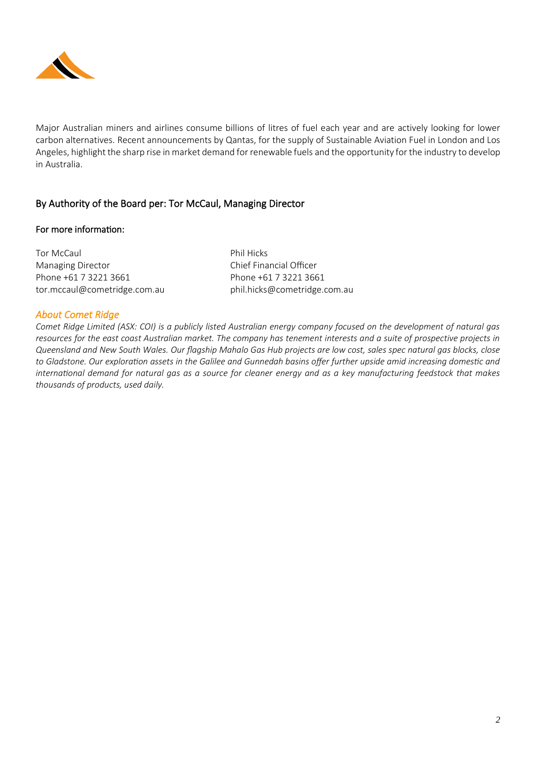Major Australian miners and airlines consume billions of litres of fuel each year and are actively looking for lower carbon alternatives. Recent announcements by Qantas, for the supply of Sustainable Aviation Fuel in London and Los Angeles, highlight the sharp rise in market demand for renewable fuels and the opportunity for the industry to develop in Australia.

## By Authority of the Board per: Tor McCaul, Managing Director

### For more information:

Tor McCaul
Managing Director
Phone +61 7 3221 3661
tor.mccaul@cometridge.com.au

Phil Hicks
Chief Financial Officer
Phone +61 7 3221 3661
phil.hicks@cometridge.com.au

### *About Comet Ridge*

*Comet Ridge Limited (ASX: COI) is a publicly listed Australian energy company focused on the development of natural gas resources for the east coast Australian market. The company has tenement interests and a suite of prospective projects in Queensland and New South Wales. Our flagship Mahalo Gas Hub projects are low cost, sales spec natural gas blocks, close to Gladstone. Our exploration assets in the Galilee and Gunnedah basins offer further upside amid increasing domestic and international demand for natural gas as a source for cleaner energy and as a key manufacturing feedstock that makes thousands of products, used daily.*